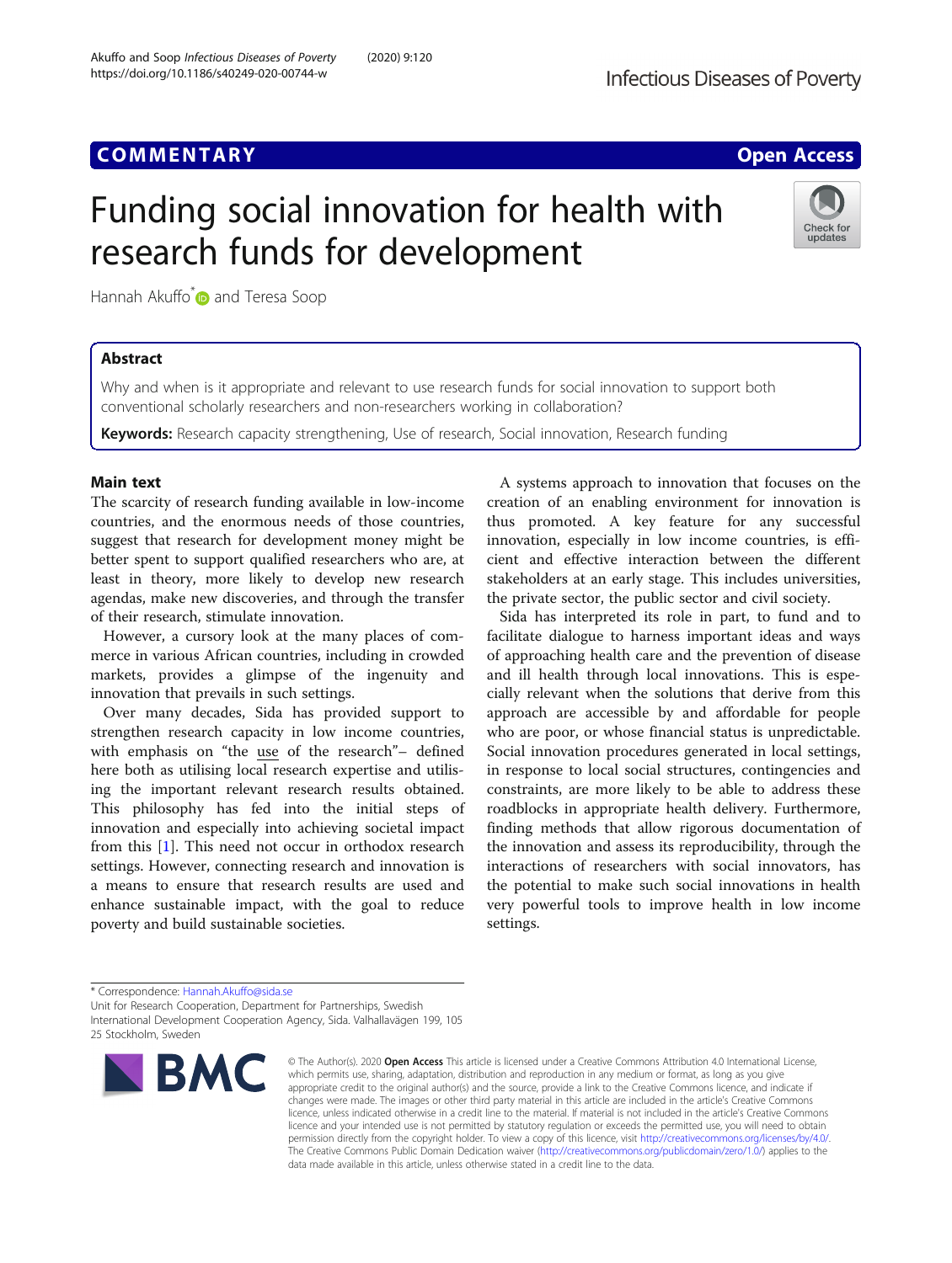COMMENTARY Open Access

# Funding social innovation for health with research funds for development

Hannah Akuffo* and Teresa Soop

## Abstract

Why and when is it appropriate and relevant to use research funds for social innovation to support both conventional scholarly researchers and non-researchers working in collaboration?

**Keywords:** Research capacity strengthening, Use of research, Social innovation, Research funding

## Main text

The scarcity of research funding available in low-income countries, and the enormous needs of those countries, suggest that research for development money might be better spent to support qualified researchers who are, at least in theory, more likely to develop new research agendas, make new discoveries, and through the transfer of their research, stimulate innovation.

However, a cursory look at the many places of commerce in various African countries, including in crowded markets, provides a glimpse of the ingenuity and innovation that prevails in such settings.

Over many decades, Sida has provided support to strengthen research capacity in low income countries, with emphasis on "the use of the research"– defined here both as utilising local research expertise and utilising the important relevant research results obtained. This philosophy has fed into the initial steps of innovation and especially into achieving societal impact from this [1]. This need not occur in orthodox research settings. However, connecting research and innovation is a means to ensure that research results are used and enhance sustainable impact, with the goal to reduce poverty and build sustainable societies.

A systems approach to innovation that focuses on the creation of an enabling environment for innovation is thus promoted. A key feature for any successful innovation, especially in low income countries, is efficient and effective interaction between the different stakeholders at an early stage. This includes universities, the private sector, the public sector and civil society.

Sida has interpreted its role in part, to fund and to facilitate dialogue to harness important ideas and ways of approaching health care and the prevention of disease and ill health through local innovations. This is especially relevant when the solutions that derive from this approach are accessible by and affordable for people who are poor, or whose financial status is unpredictable. Social innovation procedures generated in local settings, in response to local social structures, contingencies and constraints, are more likely to be able to address these roadblocks in appropriate health delivery. Furthermore, finding methods that allow rigorous documentation of the innovation and assess its reproducibility, through the interactions of researchers with social innovators, has the potential to make such social innovations in health very powerful tools to improve health in low income settings.

* Correspondence: Hannah.Akuffo@sida.se
Unit for Research Cooperation, Department for Partnerships, Swedish International Development Cooperation Agency, Sida. Valhallavägen 199, 105 25 Stockholm, Sweden

© The Author(s). 2020 **Open Access** This article is licensed under a Creative Commons Attribution 4.0 International License, which permits use, sharing, adaptation, distribution and reproduction in any medium or format, as long as you give appropriate credit to the original author(s) and the source, provide a link to the Creative Commons licence, and indicate if changes were made. The images or other third party material in this article are included in the article's Creative Commons licence, unless indicated otherwise in a credit line to the material. If material is not included in the article's Creative Commons licence and your intended use is not permitted by statutory regulation or exceeds the permitted use, you will need to obtain permission directly from the copyright holder. To view a copy of this licence, visit http://creativecommons.org/licenses/by/4.0/. The Creative Commons Public Domain Dedication waiver (http://creativecommons.org/publicdomain/zero/1.0/) applies to the data made available in this article, unless otherwise stated in a credit line to the data.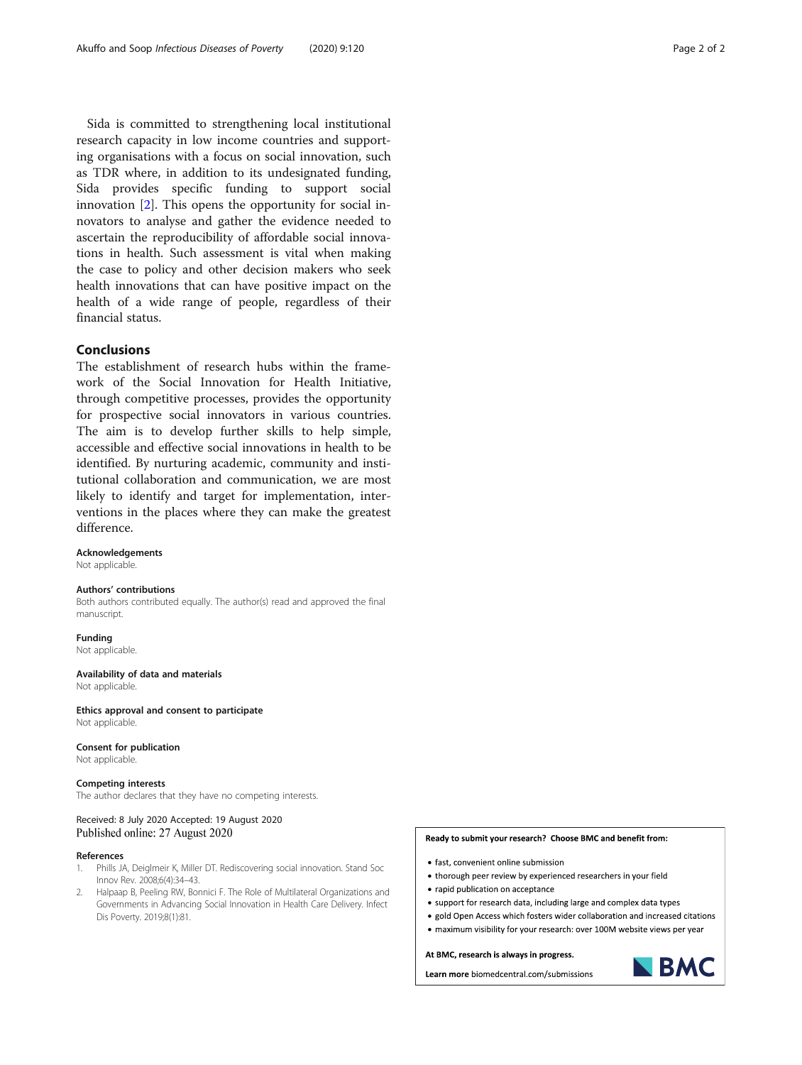Sida is committed to strengthening local institutional research capacity in low income countries and supporting organisations with a focus on social innovation, such as TDR where, in addition to its undesignated funding, Sida provides specific funding to support social innovation [2]. This opens the opportunity for social innovators to analyse and gather the evidence needed to ascertain the reproducibility of affordable social innovations in health. Such assessment is vital when making the case to policy and other decision makers who seek health innovations that can have positive impact on the health of a wide range of people, regardless of their financial status.

## Conclusions

The establishment of research hubs within the framework of the Social Innovation for Health Initiative, through competitive processes, provides the opportunity for prospective social innovators in various countries. The aim is to develop further skills to help simple, accessible and effective social innovations in health to be identified. By nurturing academic, community and institutional collaboration and communication, we are most likely to identify and target for implementation, interventions in the places where they can make the greatest difference.

#### Acknowledgements

Not applicable.

#### Authors' contributions

Both authors contributed equally. The author(s) read and approved the final manuscript.

#### Funding

Not applicable.

#### Availability of data and materials

Not applicable.

#### Ethics approval and consent to participate

Not applicable.

#### Consent for publication

Not applicable.

#### Competing interests

The author declares that they have no competing interests.

Received: 8 July 2020 Accepted: 19 August 2020
Published online: 27 August 2020

#### References

1. Phills JA, Deiglmeir K, Miller DT. Rediscovering social innovation. Stand Soc Innov Rev. 2008;6(4):34–43.
2. Halpaap B, Peeling RW, Bonnici F. The Role of Multilateral Organizations and Governments in Advancing Social Innovation in Health Care Delivery. Infect Dis Poverty. 2019;8(1):81.

**Ready to submit your research? Choose BMC and benefit from:**

- fast, convenient online submission
- thorough peer review by experienced researchers in your field
- rapid publication on acceptance
- support for research data, including large and complex data types
- gold Open Access which fosters wider collaboration and increased citations
- maximum visibility for your research: over 100M website views per year

**At BMC, research is always in progress.**

**Learn more** biomedcentral.com/submissions

BMC